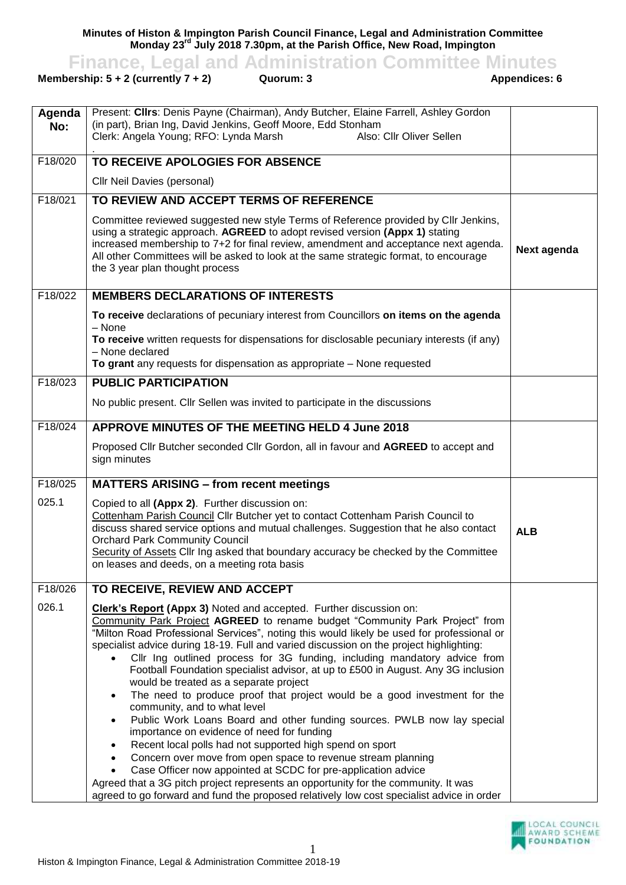**Minutes of Histon & Impington Parish Council Finance, Legal and Administration Committee**
**Monday 23rd July 2018 7.30pm, at the Parish Office, New Road, Impington**

# Finance, Legal and Administration Committee Minutes

**Membership: 5 + 2 (currently 7 + 2)** **Quorum: 3** **Appendices: 6**

| Agenda No: | Present: **Cllrs**: Denis Payne (Chairman), Andy Butcher, Elaine Farrell, Ashley Gordon (in part), Brian Ing, David Jenkins, Geoff Moore, Edd Stonham<br>Clerk: Angela Young; RFO: Lynda Marsh Also: Cllr Oliver Sellen | |
|---|---|---|
| F18/020 | **TO RECEIVE APOLOGIES FOR ABSENCE** | |
| | Cllr Neil Davies (personal) | |
| F18/021 | **TO REVIEW AND ACCEPT TERMS OF REFERENCE** | |
| | Committee reviewed suggested new style Terms of Reference provided by Cllr Jenkins, using a strategic approach. **AGREED** to adopt revised version **(Appx 1)** stating increased membership to 7+2 for final review, amendment and acceptance next agenda. All other Committees will be asked to look at the same strategic format, to encourage the 3 year plan thought process | **Next agenda** |
| F18/022 | **MEMBERS DECLARATIONS OF INTERESTS** | |
| | **To receive** declarations of pecuniary interest from Councillors **on items on the agenda** – None<br>**To receive** written requests for dispensations for disclosable pecuniary interests (if any) – None declared<br>**To grant** any requests for dispensation as appropriate – None requested | |
| F18/023 | **PUBLIC PARTICIPATION** | |
| | No public present. Cllr Sellen was invited to participate in the discussions | |
| F18/024 | **APPROVE MINUTES OF THE MEETING HELD 4 June 2018** | |
| | Proposed Cllr Butcher seconded Cllr Gordon, all in favour and **AGREED** to accept and sign minutes | |
| F18/025 | **MATTERS ARISING – from recent meetings** | |
| 025.1 | Copied to all **(Appx 2)**. Further discussion on:<br>Cottenham Parish Council Cllr Butcher yet to contact Cottenham Parish Council to discuss shared service options and mutual challenges. Suggestion that he also contact Orchard Park Community Council<br>Security of Assets Cllr Ing asked that boundary accuracy be checked by the Committee on leases and deeds, on a meeting rota basis | **ALB** |
| F18/026 | **TO RECEIVE, REVIEW AND ACCEPT** | |
| 026.1 | **Clerk's Report (Appx 3)** Noted and accepted. Further discussion on:<br>Community Park Project **AGREED** to rename budget "Community Park Project" from "Milton Road Professional Services", noting this would likely be used for professional or specialist advice during 18-19. Full and varied discussion on the project highlighting:<br>• Cllr Ing outlined process for 3G funding, including mandatory advice from Football Foundation specialist advisor, at up to £500 in August. Any 3G inclusion would be treated as a separate project<br>• The need to produce proof that project would be a good investment for the community, and to what level<br>• Public Work Loans Board and other funding sources. PWLB now lay special importance on evidence of need for funding<br>• Recent local polls had not supported high spend on sport<br>• Concern over move from open space to revenue stream planning<br>• Case Officer now appointed at SCDC for pre-application advice<br>Agreed that a 3G pitch project represents an opportunity for the community. It was agreed to go forward and fund the proposed relatively low cost specialist advice in order | |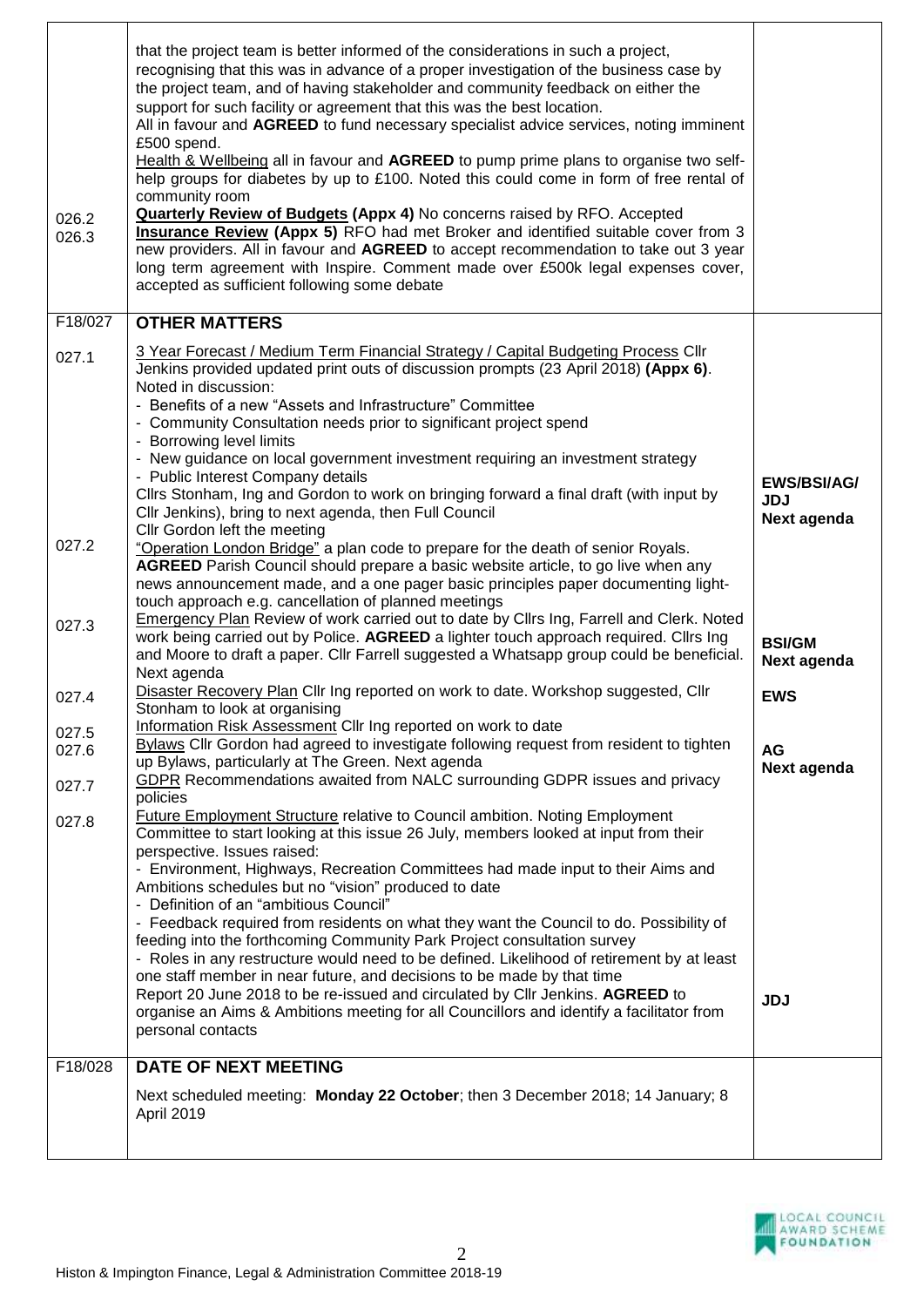| | | |
|---|---|---|
| 026.2<br>026.3 | that the project team is better informed of the considerations in such a project, recognising that this was in advance of a proper investigation of the business case by the project team, and of having stakeholder and community feedback on either the support for such facility or agreement that this was the best location.<br>All in favour and **AGREED** to fund necessary specialist advice services, noting imminent £500 spend.<br>Health & Wellbeing all in favour and **AGREED** to pump prime plans to organise two self-help groups for diabetes by up to £100. Noted this could come in form of free rental of community room<br>**Quarterly Review of Budgets (Appx 4)** No concerns raised by RFO. Accepted<br>**Insurance Review (Appx 5)** RFO had met Broker and identified suitable cover from 3 new providers. All in favour and **AGREED** to accept recommendation to take out 3 year long term agreement with Inspire. Comment made over £500k legal expenses cover, accepted as sufficient following some debate | |
| F18/027 | **OTHER MATTERS** | |
| 027.1 | 3 Year Forecast / Medium Term Financial Strategy / Capital Budgeting Process Cllr Jenkins provided updated print outs of discussion prompts (23 April 2018) **(Appx 6)**. Noted in discussion:<br>- Benefits of a new "Assets and Infrastructure" Committee<br>- Community Consultation needs prior to significant project spend<br>- Borrowing level limits<br>- New guidance on local government investment requiring an investment strategy<br>- Public Interest Company details<br>Cllrs Stonham, Ing and Gordon to work on bringing forward a final draft (with input by Cllr Jenkins), bring to next agenda, then Full Council<br>Cllr Gordon left the meeting | **EWS/BSI/AG/ JDJ**<br>**Next agenda** |
| 027.2 | "Operation London Bridge" a plan code to prepare for the death of senior Royals. **AGREED** Parish Council should prepare a basic website article, to go live when any news announcement made, and a one pager basic principles paper documenting light-touch approach e.g. cancellation of planned meetings | |
| 027.3 | Emergency Plan Review of work carried out to date by Cllrs Ing, Farrell and Clerk. Noted work being carried out by Police. **AGREED** a lighter touch approach required. Cllrs Ing and Moore to draft a paper. Cllr Farrell suggested a Whatsapp group could be beneficial. Next agenda | **BSI/GM**<br>**Next agenda** |
| 027.4 | Disaster Recovery Plan Cllr Ing reported on work to date. Workshop suggested, Cllr Stonham to look at organising | **EWS** |
| 027.5 | Information Risk Assessment Cllr Ing reported on work to date | |
| 027.6 | Bylaws Cllr Gordon had agreed to investigate following request from resident to tighten up Bylaws, particularly at The Green. Next agenda | **AG**<br>**Next agenda** |
| 027.7 | GDPR Recommendations awaited from NALC surrounding GDPR issues and privacy policies | |
| 027.8 | Future Employment Structure relative to Council ambition. Noting Employment Committee to start looking at this issue 26 July, members looked at input from their perspective. Issues raised:<br>- Environment, Highways, Recreation Committees had made input to their Aims and Ambitions schedules but no "vision" produced to date<br>- Definition of an "ambitious Council"<br>- Feedback required from residents on what they want the Council to do. Possibility of feeding into the forthcoming Community Park Project consultation survey<br>- Roles in any restructure would need to be defined. Likelihood of retirement by at least one staff member in near future, and decisions to be made by that time<br>Report 20 June 2018 to be re-issued and circulated by Cllr Jenkins. **AGREED** to organise an Aims & Ambitions meeting for all Councillors and identify a facilitator from personal contacts | **JDJ** |
| F18/028 | **DATE OF NEXT MEETING** | |
| | Next scheduled meeting: **Monday 22 October**; then 3 December 2018; 14 January; 8 April 2019 | |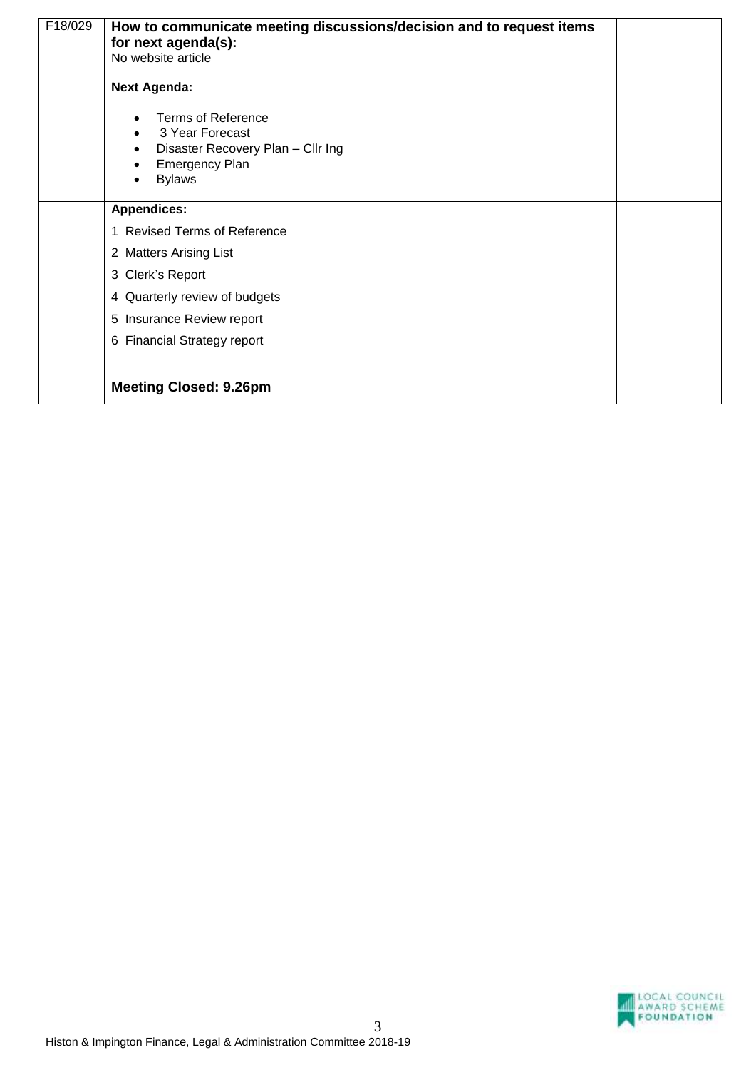| | | |
|---|---|---|
| F18/029 | **How to communicate meeting discussions/decision and to request items for next agenda(s):**<br>No website article<br><br>**Next Agenda:**<br>• Terms of Reference<br>• 3 Year Forecast<br>• Disaster Recovery Plan – Cllr Ing<br>• Emergency Plan<br>• Bylaws | |
| | **Appendices:**<br>1 Revised Terms of Reference<br>2 Matters Arising List<br>3 Clerk's Report<br>4 Quarterly review of budgets<br>5 Insurance Review report<br>6 Financial Strategy report<br><br>**Meeting Closed: 9.26pm** | |